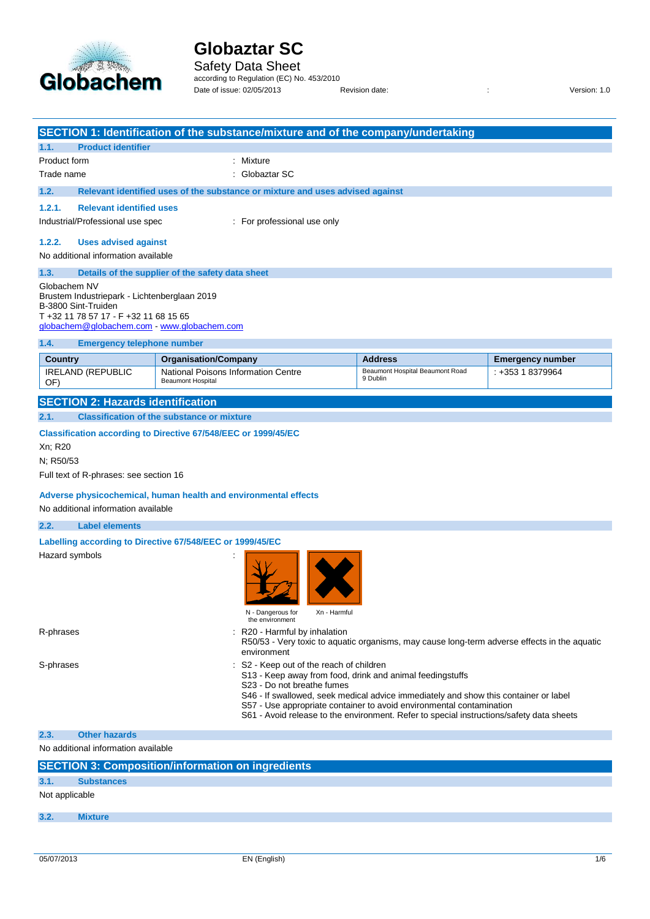# Globaztar SC

Safety Data Sheet

according to Regulation (EC) No. 453/2010

Date of issue: 02/05/2013 Revision date: : Version: 1.0

## SECTION 1: Identification of the substance/mixture and of the company/undertaking

### 1.1. Product identifier

Product form : Mixture

Trade name : Globaztar SC

### 1.2. Relevant identified uses of the substance or mixture and uses advised against

#### 1.2.1. Relevant identified uses

Industrial/Professional use spec : For professional use only

#### 1.2.2. Uses advised against

No additional information available

### 1.3. Details of the supplier of the safety data sheet

Globachem NV
Brustem Industriepark - Lichtenberglaan 2019
B-3800 Sint-Truiden
T +32 11 78 57 17 - F +32 11 68 15 65
globachem@globachem.com - www.globachem.com

### 1.4. Emergency telephone number

| Country | Organisation/Company | Address | Emergency number |
|---|---|---|---|
| IRELAND (REPUBLIC OF) | National Poisons Information Centre Beaumont Hospital | Beaumont Hospital Beaumont Road 9 Dublin | : +353 1 8379964 |

## SECTION 2: Hazards identification

### 2.1. Classification of the substance or mixture

**Classification according to Directive 67/548/EEC or 1999/45/EC**

Xn; R20

N; R50/53

Full text of R-phrases: see section 16

**Adverse physicochemical, human health and environmental effects**

No additional information available

### 2.2. Label elements

**Labelling according to Directive 67/548/EEC or 1999/45/EC**

Hazard symbols :

N - Dangerous for the environment

Xn - Harmful

R-phrases : R20 - Harmful by inhalation
R50/53 - Very toxic to aquatic organisms, may cause long-term adverse effects in the aquatic environment

S-phrases : S2 - Keep out of the reach of children
S13 - Keep away from food, drink and animal feedingstuffs
S23 - Do not breathe fumes
S46 - If swallowed, seek medical advice immediately and show this container or label
S57 - Use appropriate container to avoid environmental contamination
S61 - Avoid release to the environment. Refer to special instructions/safety data sheets

### 2.3. Other hazards

No additional information available

## SECTION 3: Composition/information on ingredients

### 3.1. Substances

Not applicable

### 3.2. Mixture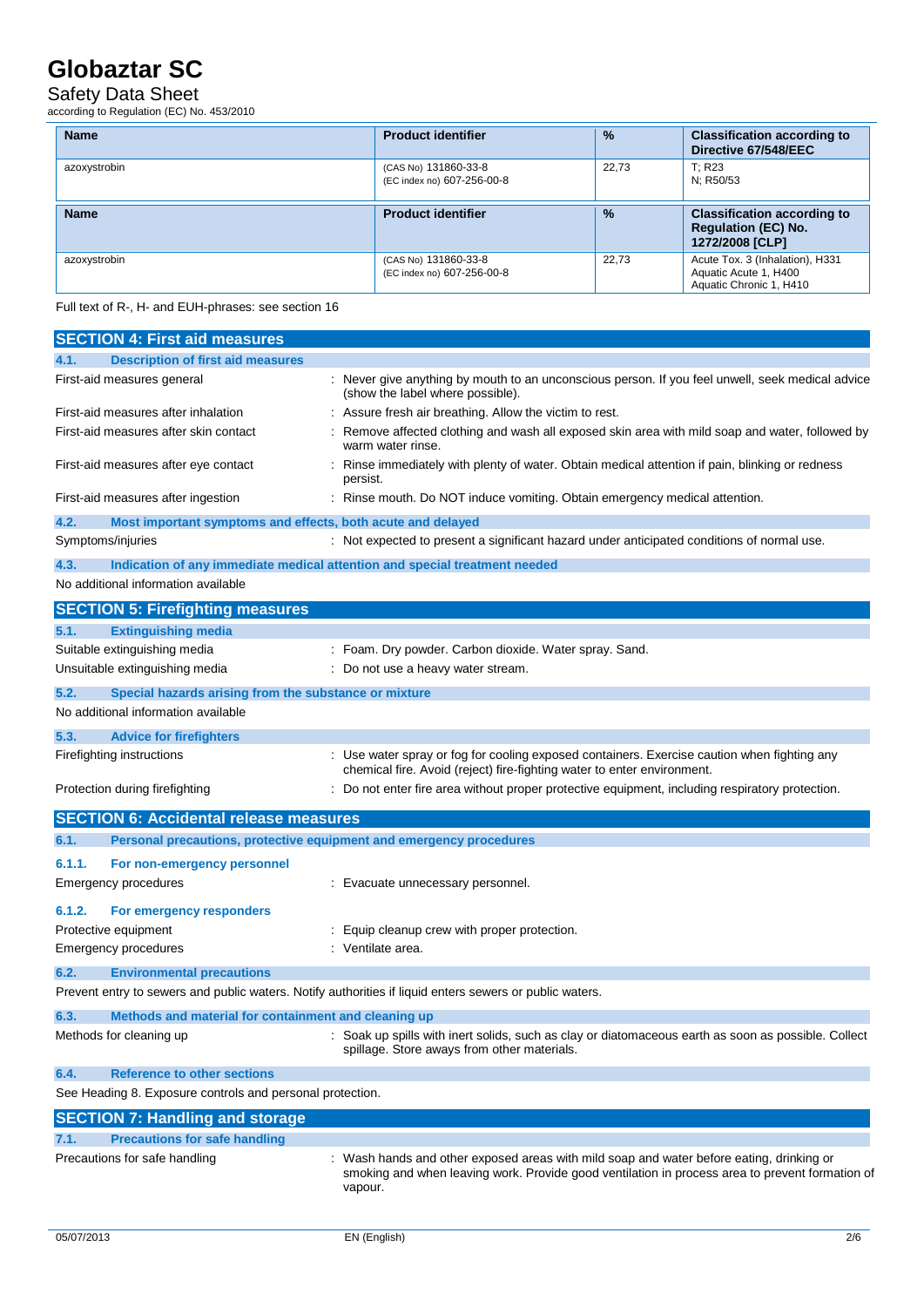| Name | Product identifier | % | Classification according to Directive 67/548/EEC |
|---|---|---|---|
| azoxystrobin | (CAS No) 131860-33-8<br>(EC index no) 607-256-00-8 | 22,73 | T; R23<br>N; R50/53 |

| Name | Product identifier | % | Classification according to Regulation (EC) No. 1272/2008 [CLP] |
|---|---|---|---|
| azoxystrobin | (CAS No) 131860-33-8<br>(EC index no) 607-256-00-8 | 22,73 | Acute Tox. 3 (Inhalation), H331<br>Aquatic Acute 1, H400<br>Aquatic Chronic 1, H410 |

Full text of R-, H- and EUH-phrases: see section 16

## SECTION 4: First aid measures

### 4.1. Description of first aid measures

First-aid measures general : Never give anything by mouth to an unconscious person. If you feel unwell, seek medical advice (show the label where possible).

First-aid measures after inhalation : Assure fresh air breathing. Allow the victim to rest.

First-aid measures after skin contact : Remove affected clothing and wash all exposed skin area with mild soap and water, followed by warm water rinse.

First-aid measures after eye contact : Rinse immediately with plenty of water. Obtain medical attention if pain, blinking or redness persist.

First-aid measures after ingestion : Rinse mouth. Do NOT induce vomiting. Obtain emergency medical attention.

### 4.2. Most important symptoms and effects, both acute and delayed

Symptoms/injuries : Not expected to present a significant hazard under anticipated conditions of normal use.

### 4.3. Indication of any immediate medical attention and special treatment needed

No additional information available

## SECTION 5: Firefighting measures

### 5.1. Extinguishing media

Suitable extinguishing media : Foam. Dry powder. Carbon dioxide. Water spray. Sand.

Unsuitable extinguishing media : Do not use a heavy water stream.

### 5.2. Special hazards arising from the substance or mixture

No additional information available

### 5.3. Advice for firefighters

Firefighting instructions : Use water spray or fog for cooling exposed containers. Exercise caution when fighting any chemical fire. Avoid (reject) fire-fighting water to enter environment.

Protection during firefighting : Do not enter fire area without proper protective equipment, including respiratory protection.

## SECTION 6: Accidental release measures

### 6.1. Personal precautions, protective equipment and emergency procedures

#### 6.1.1. For non-emergency personnel

Emergency procedures : Evacuate unnecessary personnel.

#### 6.1.2. For emergency responders

Protective equipment : Equip cleanup crew with proper protection.

Emergency procedures : Ventilate area.

### 6.2. Environmental precautions

Prevent entry to sewers and public waters. Notify authorities if liquid enters sewers or public waters.

### 6.3. Methods and material for containment and cleaning up

Methods for cleaning up : Soak up spills with inert solids, such as clay or diatomaceous earth as soon as possible. Collect spillage. Store aways from other materials.

### 6.4. Reference to other sections

See Heading 8. Exposure controls and personal protection.

## SECTION 7: Handling and storage

### 7.1. Precautions for safe handling

Precautions for safe handling : Wash hands and other exposed areas with mild soap and water before eating, drinking or smoking and when leaving work. Provide good ventilation in process area to prevent formation of vapour.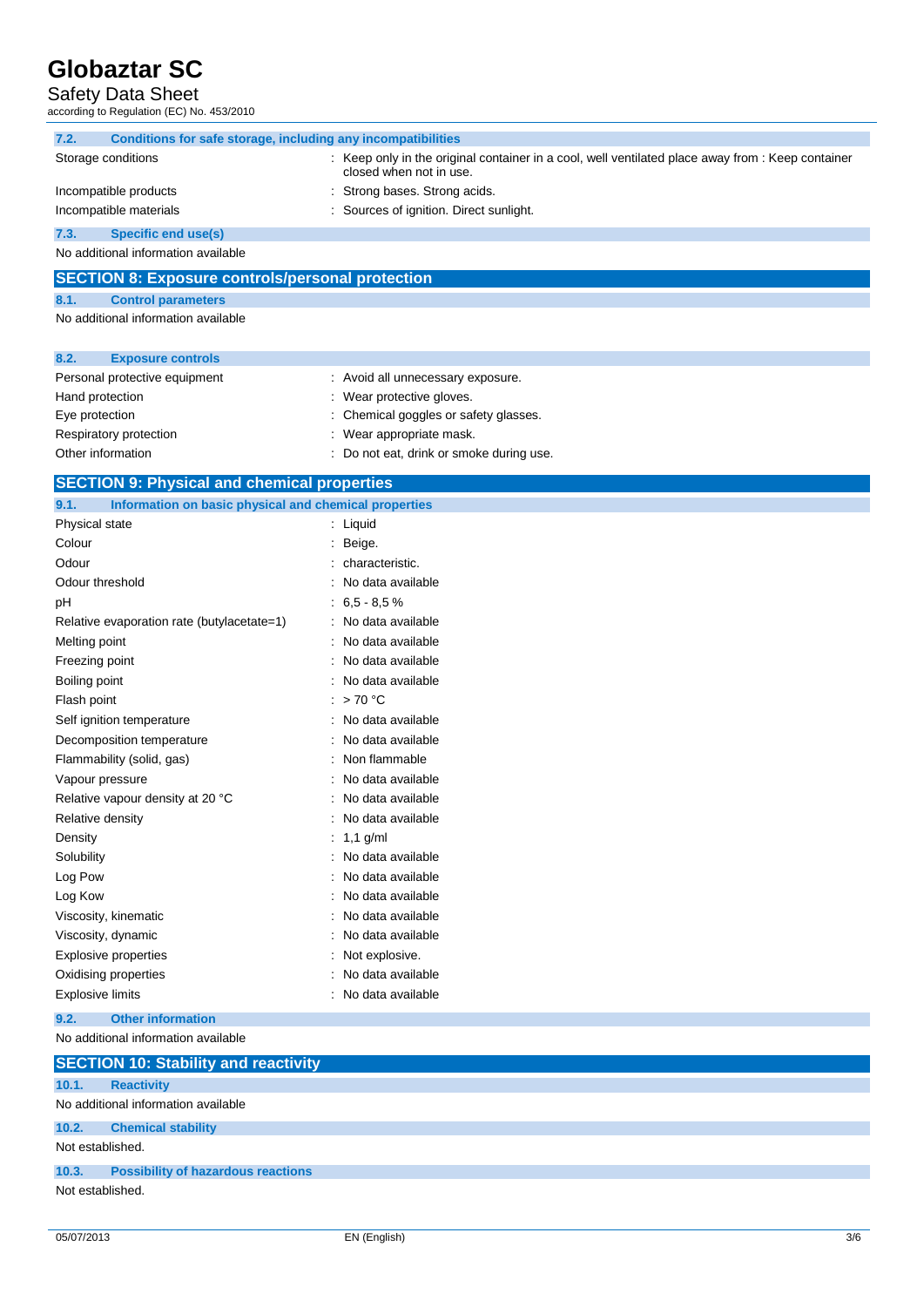### 7.2. Conditions for safe storage, including any incompatibilities

| | |
|---|---|
| Storage conditions | : Keep only in the original container in a cool, well ventilated place away from : Keep container closed when not in use. |
| Incompatible products | : Strong bases. Strong acids. |
| Incompatible materials | : Sources of ignition. Direct sunlight. |

### 7.3. Specific end use(s)

No additional information available

## SECTION 8: Exposure controls/personal protection

### 8.1. Control parameters

No additional information available

### 8.2. Exposure controls

| | |
|---|---|
| Personal protective equipment | : Avoid all unnecessary exposure. |
| Hand protection | : Wear protective gloves. |
| Eye protection | : Chemical goggles or safety glasses. |
| Respiratory protection | : Wear appropriate mask. |
| Other information | : Do not eat, drink or smoke during use. |

## SECTION 9: Physical and chemical properties

### 9.1. Information on basic physical and chemical properties

| | |
|---|---|
| Physical state | : Liquid |
| Colour | : Beige. |
| Odour | : characteristic. |
| Odour threshold | : No data available |
| pH | : 6,5 - 8,5 % |
| Relative evaporation rate (butylacetate=1) | : No data available |
| Melting point | : No data available |
| Freezing point | : No data available |
| Boiling point | : No data available |
| Flash point | : > 70 °C |
| Self ignition temperature | : No data available |
| Decomposition temperature | : No data available |
| Flammability (solid, gas) | : Non flammable |
| Vapour pressure | : No data available |
| Relative vapour density at 20 °C | : No data available |
| Relative density | : No data available |
| Density | : 1,1 g/ml |
| Solubility | : No data available |
| Log Pow | : No data available |
| Log Kow | : No data available |
| Viscosity, kinematic | : No data available |
| Viscosity, dynamic | : No data available |
| Explosive properties | : Not explosive. |
| Oxidising properties | : No data available |
| Explosive limits | : No data available |

### 9.2. Other information

No additional information available

## SECTION 10: Stability and reactivity

### 10.1. Reactivity

No additional information available

### 10.2. Chemical stability

Not established.

### 10.3. Possibility of hazardous reactions

Not established.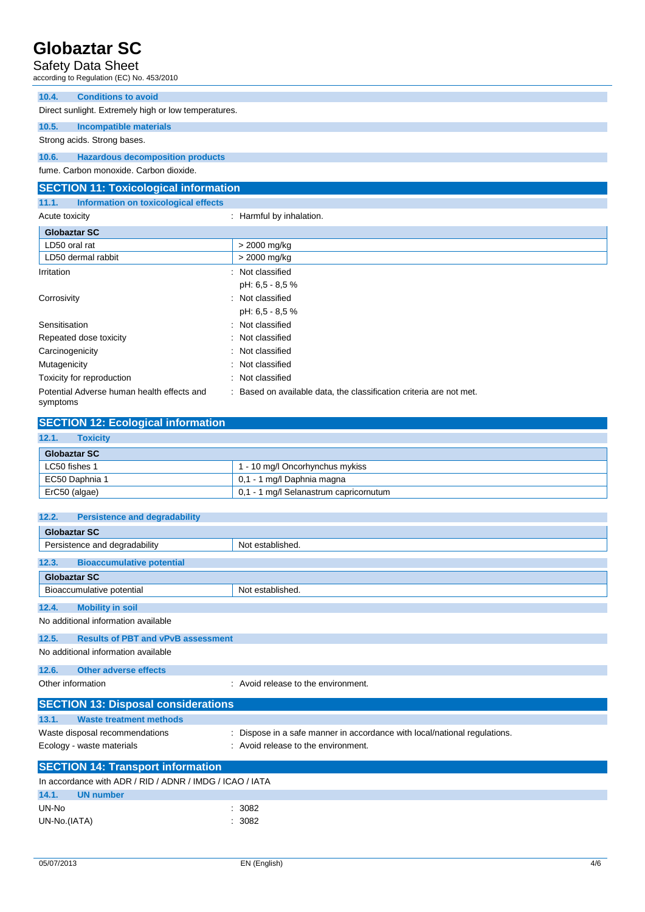#### 10.4. Conditions to avoid

Direct sunlight. Extremely high or low temperatures.

#### 10.5. Incompatible materials

Strong acids. Strong bases.

#### 10.6. Hazardous decomposition products

fume. Carbon monoxide. Carbon dioxide.

## SECTION 11: Toxicological information

#### 11.1. Information on toxicological effects

Acute toxicity : Harmful by inhalation.

| Globaztar SC | |
|---|---|
| LD50 oral rat | > 2000 mg/kg |
| LD50 dermal rabbit | > 2000 mg/kg |

Irritation : Not classified
pH: 6,5 - 8,5 %

Corrosivity : Not classified
pH: 6,5 - 8,5 %

Sensitisation : Not classified

Repeated dose toxicity : Not classified

Carcinogenicity : Not classified

Mutagenicity : Not classified

Toxicity for reproduction : Not classified

Potential Adverse human health effects and symptoms : Based on available data, the classification criteria are not met.

## SECTION 12: Ecological information

#### 12.1. Toxicity

| Globaztar SC | |
|---|---|
| LC50 fishes 1 | 1 - 10 mg/l Oncorhynchus mykiss |
| EC50 Daphnia 1 | 0,1 - 1 mg/l Daphnia magna |
| ErC50 (algae) | 0,1 - 1 mg/l Selanastrum capricornutum |

#### 12.2. Persistence and degradability

| Globaztar SC | |
|---|---|
| Persistence and degradability | Not established. |

#### 12.3. Bioaccumulative potential

| Globaztar SC | |
|---|---|
| Bioaccumulative potential | Not established. |

#### 12.4. Mobility in soil

No additional information available

#### 12.5. Results of PBT and vPvB assessment

No additional information available

#### 12.6. Other adverse effects

Other information : Avoid release to the environment.

## SECTION 13: Disposal considerations

#### 13.1. Waste treatment methods

Waste disposal recommendations : Dispose in a safe manner in accordance with local/national regulations.

Ecology - waste materials : Avoid release to the environment.

## SECTION 14: Transport information

In accordance with ADR / RID / ADNR / IMDG / ICAO / IATA

#### 14.1. UN number

UN-No : 3082

UN-No.(IATA) : 3082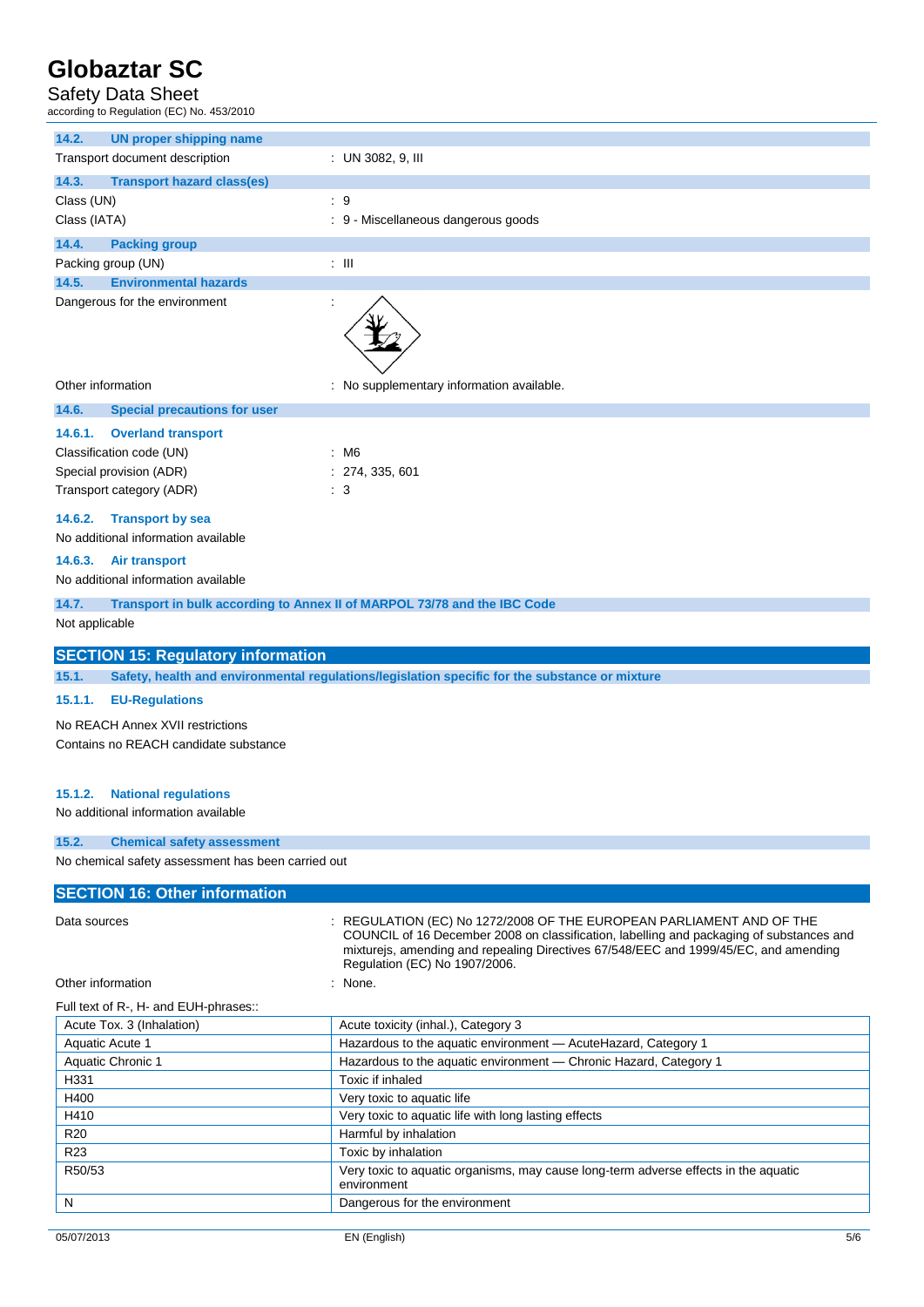### 14.2. UN proper shipping name

Transport document description : UN 3082, 9, III

### 14.3. Transport hazard class(es)

Class (UN) : 9

Class (IATA) : 9 - Miscellaneous dangerous goods

### 14.4. Packing group

Packing group (UN) : III

### 14.5. Environmental hazards

Dangerous for the environment :

Other information : No supplementary information available.

### 14.6. Special precautions for user

#### 14.6.1. Overland transport

Classification code (UN) : M6

Special provision (ADR) : 274, 335, 601

Transport category (ADR) : 3

#### 14.6.2. Transport by sea

No additional information available

#### 14.6.3. Air transport

No additional information available

### 14.7. Transport in bulk according to Annex II of MARPOL 73/78 and the IBC Code

Not applicable

## SECTION 15: Regulatory information

### 15.1. Safety, health and environmental regulations/legislation specific for the substance or mixture

#### 15.1.1. EU-Regulations

No REACH Annex XVII restrictions

Contains no REACH candidate substance

#### 15.1.2. National regulations

No additional information available

### 15.2. Chemical safety assessment

No chemical safety assessment has been carried out

## SECTION 16: Other information

Data sources : REGULATION (EC) No 1272/2008 OF THE EUROPEAN PARLIAMENT AND OF THE COUNCIL of 16 December 2008 on classification, labelling and packaging of substances and mixturejs, amending and repealing Directives 67/548/EEC and 1999/45/EC, and amending Regulation (EC) No 1907/2006.

Other information : None.

Full text of R-, H- and EUH-phrases::

| | |
|---|---|
| Acute Tox. 3 (Inhalation) | Acute toxicity (inhal.), Category 3 |
| Aquatic Acute 1 | Hazardous to the aquatic environment — AcuteHazard, Category 1 |
| Aquatic Chronic 1 | Hazardous to the aquatic environment — Chronic Hazard, Category 1 |
| H331 | Toxic if inhaled |
| H400 | Very toxic to aquatic life |
| H410 | Very toxic to aquatic life with long lasting effects |
| R20 | Harmful by inhalation |
| R23 | Toxic by inhalation |
| R50/53 | Very toxic to aquatic organisms, may cause long-term adverse effects in the aquatic environment |
| N | Dangerous for the environment |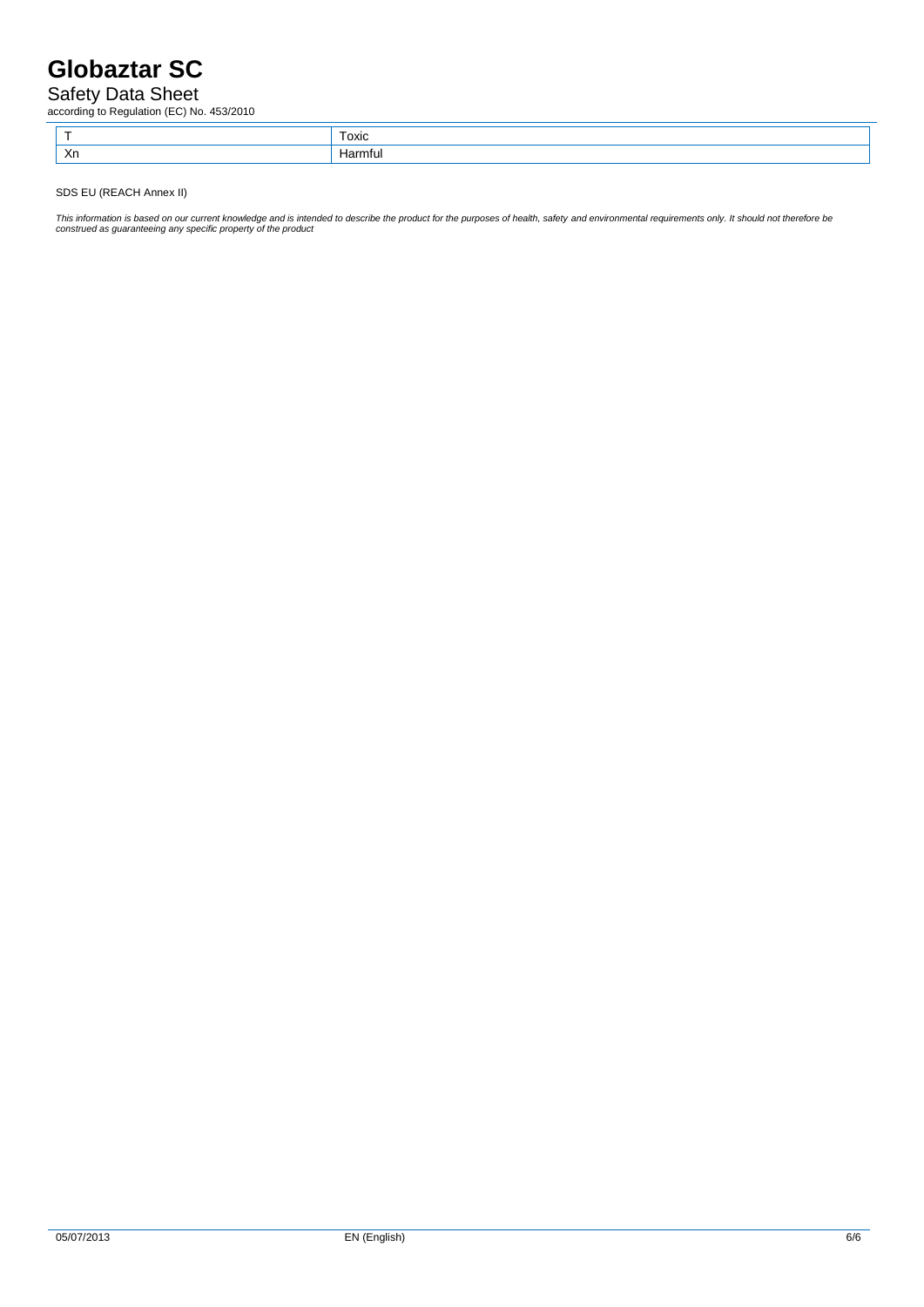| | |
|---|---|
| T | Toxic |
| Xn | Harmful |

SDS EU (REACH Annex II)

*This information is based on our current knowledge and is intended to describe the product for the purposes of health, safety and environmental requirements only. It should not therefore be construed as guaranteeing any specific property of the product*